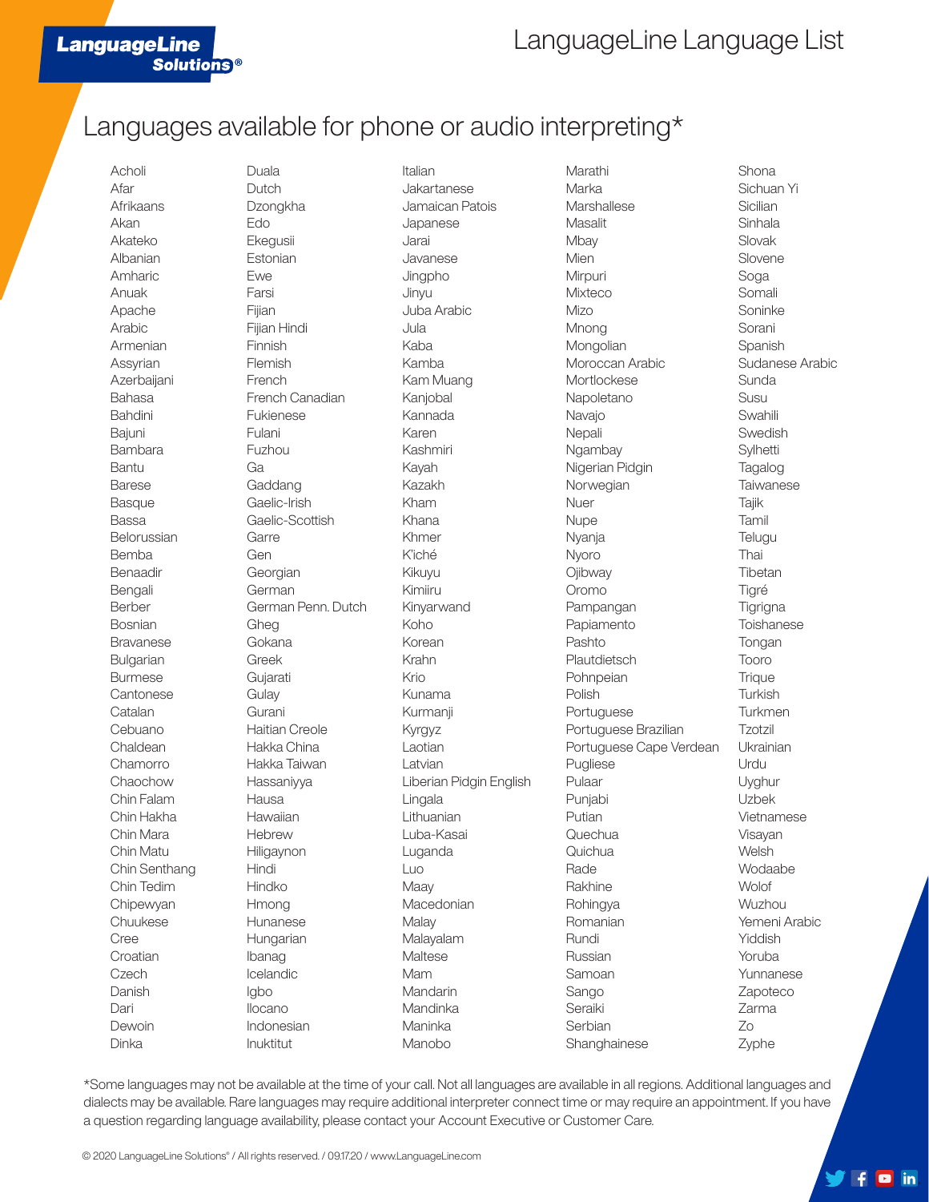# LanguageLine Language List

## Languages available for phone or audio interpreting*

- Acholi
- Afar
- Afrikaans
- Akan
- Akateko
- Albanian
- Amharic
- Anuak
- Apache
- Arabic
- Armenian
- Assyrian
- Azerbaijani
- Bahasa
- Bahdini
- Bajuni
- Bambara
- Bantu
- Barese
- Basque
- Bassa
- Belorussian
- Bemba
- Benaadir
- Bengali
- Berber
- Bosnian
- Bravanese
- Bulgarian
- Burmese
- Cantonese
- Catalan
- Cebuano
- Chaldean
- Chamorro
- Chaochow
- Chin Falam
- Chin Hakha
- Chin Mara
- Chin Matu
- Chin Senthang
- Chin Tedim
- Chipewyan
- Chuukese
- Cree
- Croatian
- Czech
- Danish
- Dari
- Dewoin
- Dinka
- Duala
- Dutch
- Dzongkha
- Edo
- Ekegusii
- Estonian
- Ewe
- Farsi
- Fijian
- Fijian Hindi
- Finnish
- Flemish
- French
- French Canadian
- Fukienese
- Fulani
- Fuzhou
- Ga
- Gaddang
- Gaelic-Irish
- Gaelic-Scottish
- Garre
- Gen
- Georgian
- German
- German Penn. Dutch
- Gheg
- Gokana
- Greek
- Gujarati
- Gulay
- Gurani
- Haitian Creole
- Hakka China
- Hakka Taiwan
- Hassaniyya
- Hausa
- Hawaiian
- Hebrew
- Hiligaynon
- Hindi
- Hindko
- Hmong
- Hunanese
- Hungarian
- Ibanag
- Icelandic
- Igbo
- Ilocano
- Indonesian
- Inuktitut
- Italian
- Jakartanese
- Jamaican Patois
- Japanese
- Jarai
- Javanese
- Jingpho
- Jinyu
- Juba Arabic
- Jula
- Kaba
- Kamba
- Kam Muang
- Kanjobal
- Kannada
- Karen
- Kashmiri
- Kayah
- Kazakh
- Kham
- Khana
- Khmer
- K'iché
- Kikuyu
- Kimiiru
- Kinyarwand
- Koho
- Korean
- Krahn
- Krio
- Kunama
- Kurmanji
- Kyrgyz
- Laotian
- Latvian
- Liberian Pidgin English
- Lingala
- Lithuanian
- Luba-Kasai
- Luganda
- Luo
- Maay
- Macedonian
- Malay
- Malayalam
- Maltese
- Mam
- Mandarin
- Mandinka
- Maninka
- Manobo
- Marathi
- Marka
- Marshallese
- Masalit
- Mbay
- Mien
- Mirpuri
- Mixteco
- Mizo
- Mnong
- Mongolian
- Moroccan Arabic
- Mortlockese
- Napoletano
- Navajo
- Nepali
- Ngambay
- Nigerian Pidgin
- Norwegian
- Nuer
- Nupe
- Nyanja
- Nyoro
- Ojibway
- Oromo
- Pampangan
- Papiamento
- Pashto
- Plautdietsch
- Pohnpeian
- Polish
- Portuguese
- Portuguese Brazilian
- Portuguese Cape Verdean
- Pugliese
- Pulaar
- Punjabi
- Putian
- Quechua
- Quichua
- Rade
- Rakhine
- Rohingya
- Romanian
- Rundi
- Russian
- Samoan
- Sango
- Seraiki
- Serbian
- Shanghainese
- Shona
- Sichuan Yi
- Sicilian
- Sinhala
- Slovak
- Slovene
- Soga
- Somali
- Soninke
- Sorani
- Spanish
- Sudanese Arabic
- Sunda
- Susu
- Swahili
- Swedish
- Sylhetti
- Tagalog
- Taiwanese
- Tajik
- Tamil
- Telugu
- Thai
- Tibetan
- Tigré
- Tigrigna
- Toishanese
- Tongan
- Tooro
- Trique
- Turkish
- Turkmen
- Tzotzil
- Ukrainian
- Urdu
- Uyghur
- Uzbek
- Vietnamese
- Visayan
- Welsh
- Wodaabe
- Wolof
- Wuzhou
- Yemeni Arabic
- Yiddish
- Yoruba
- Yunnanese
- Zapoteco
- Zarma
- Zo
- Zyphe

*Some languages may not be available at the time of your call. Not all languages are available in all regions. Additional languages and dialects may be available. Rare languages may require additional interpreter connect time or may require an appointment. If you have a question regarding language availability, please contact your Account Executive or Customer Care.

© 2020 LanguageLine Solutions® / All rights reserved. / 09.17.20 / www.LanguageLine.com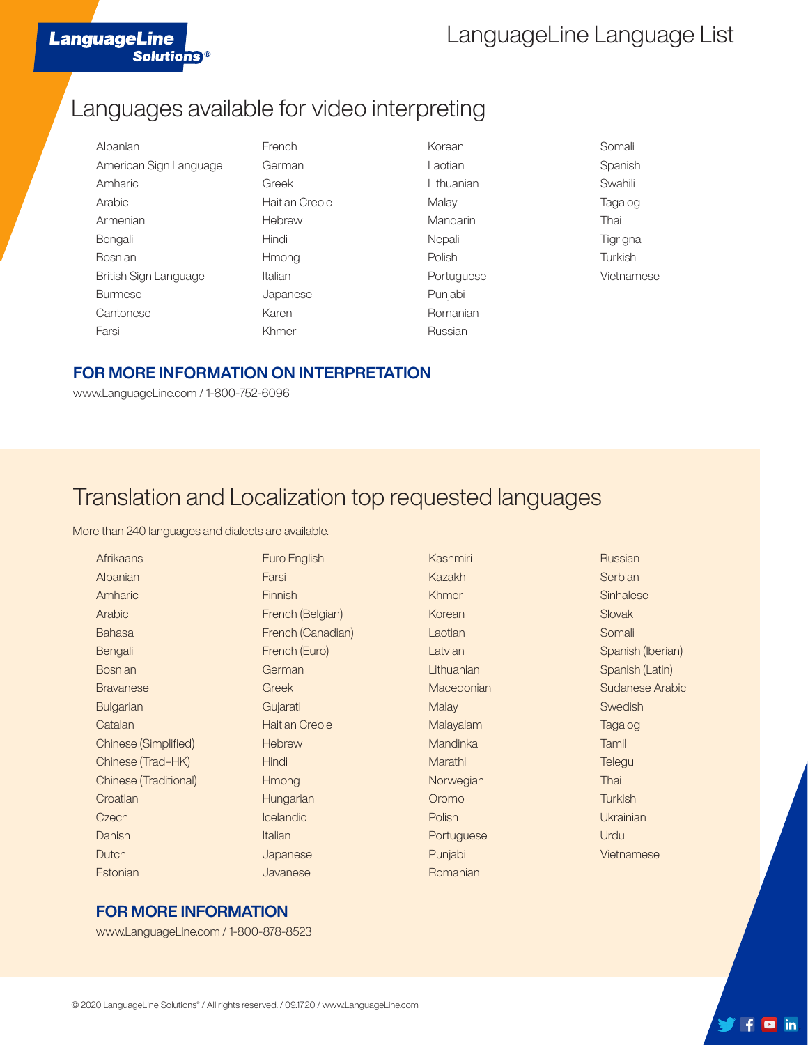# LanguageLine Language List

## Languages available for video interpreting

- Albanian
- American Sign Language
- Amharic
- Arabic
- Armenian
- Bengali
- Bosnian
- British Sign Language
- Burmese
- Cantonese
- Farsi
- French
- German
- Greek
- Haitian Creole
- Hebrew
- Hindi
- Hmong
- Italian
- Japanese
- Karen
- Khmer
- Korean
- Laotian
- Lithuanian
- Malay
- Mandarin
- Nepali
- Polish
- Portuguese
- Punjabi
- Romanian
- Russian
- Somali
- Spanish
- Swahili
- Tagalog
- Thai
- Tigrigna
- Turkish
- Vietnamese

**FOR MORE INFORMATION ON INTERPRETATION**

www.LanguageLine.com / 1-800-752-6096

## Translation and Localization top requested languages

More than 240 languages and dialects are available.

- Afrikaans
- Albanian
- Amharic
- Arabic
- Bahasa
- Bengali
- Bosnian
- Bravanese
- Bulgarian
- Catalan
- Chinese (Simplified)
- Chinese (Trad–HK)
- Chinese (Traditional)
- Croatian
- Czech
- Danish
- Dutch
- Estonian
- Euro English
- Farsi
- Finnish
- French (Belgian)
- French (Canadian)
- French (Euro)
- German
- Greek
- Gujarati
- Haitian Creole
- Hebrew
- Hindi
- Hmong
- Hungarian
- Icelandic
- Italian
- Japanese
- Javanese
- Kashmiri
- Kazakh
- Khmer
- Korean
- Laotian
- Latvian
- Lithuanian
- Macedonian
- Malay
- Malayalam
- Mandinka
- Marathi
- Norwegian
- Oromo
- Polish
- Portuguese
- Punjabi
- Romanian
- Russian
- Serbian
- Sinhalese
- Slovak
- Somali
- Spanish (Iberian)
- Spanish (Latin)
- Sudanese Arabic
- Swedish
- Tagalog
- Tamil
- Telegu
- Thai
- Turkish
- Ukrainian
- Urdu
- Vietnamese

**FOR MORE INFORMATION**

www.LanguageLine.com / 1-800-878-8523

© 2020 LanguageLine Solutions® / All rights reserved. / 09.17.20 / www.LanguageLine.com